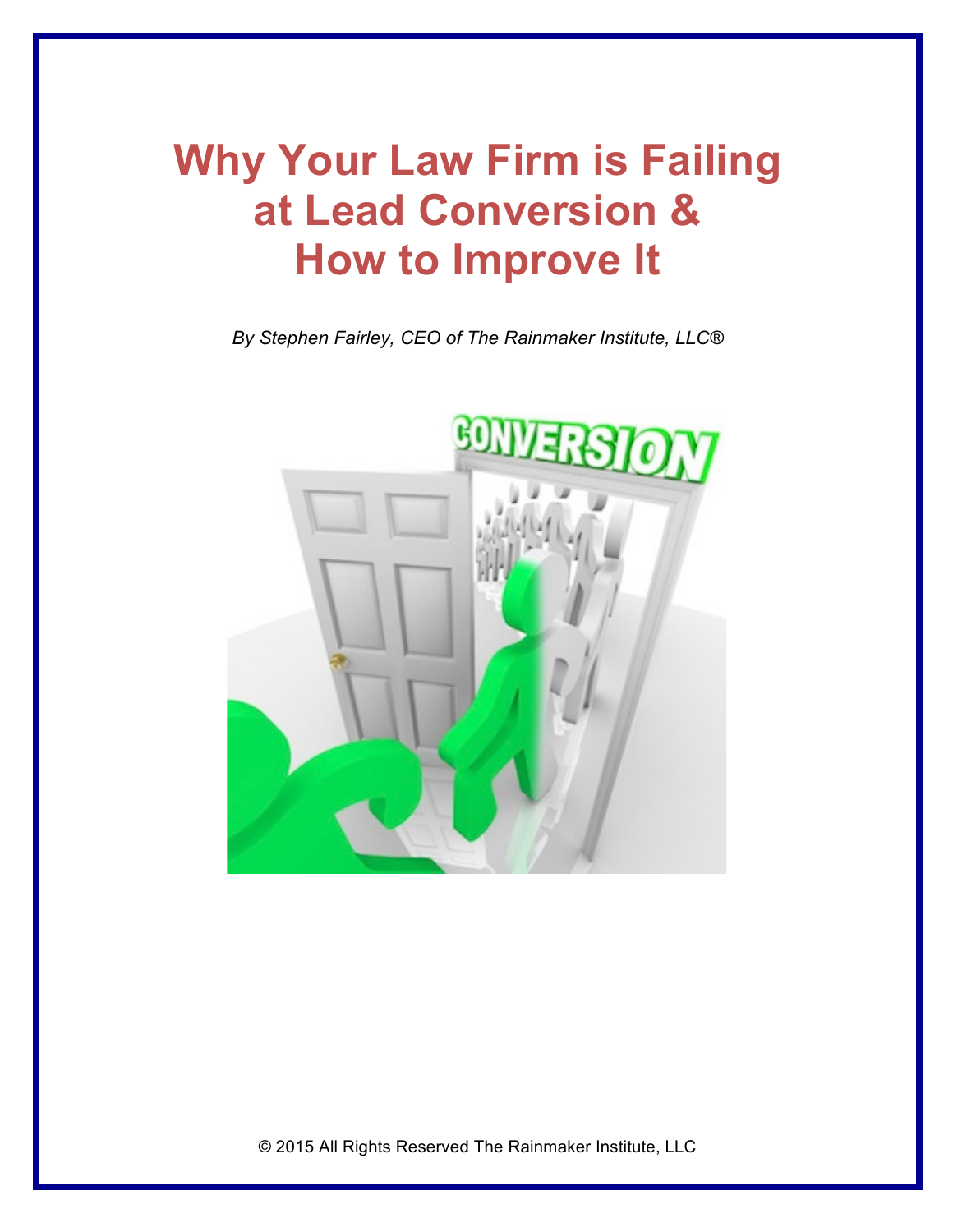# Why Your Law Firm is Failing at Lead Conversion & How to Improve It

*By Stephen Fairley, CEO of The Rainmaker Institute, LLC®*

© 2015 All Rights Reserved The Rainmaker Institute, LLC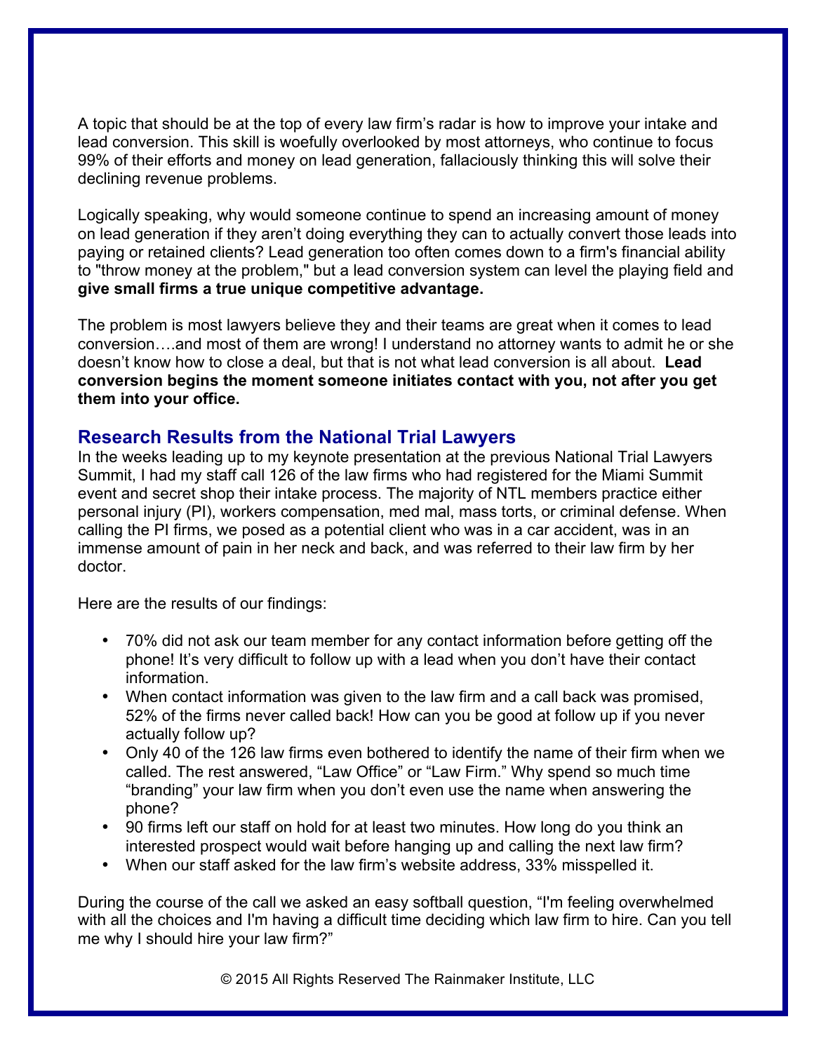A topic that should be at the top of every law firm's radar is how to improve your intake and lead conversion. This skill is woefully overlooked by most attorneys, who continue to focus 99% of their efforts and money on lead generation, fallaciously thinking this will solve their declining revenue problems.

Logically speaking, why would someone continue to spend an increasing amount of money on lead generation if they aren't doing everything they can to actually convert those leads into paying or retained clients? Lead generation too often comes down to a firm's financial ability to "throw money at the problem," but a lead conversion system can level the playing field and **give small firms a true unique competitive advantage.**

The problem is most lawyers believe they and their teams are great when it comes to lead conversion….and most of them are wrong! I understand no attorney wants to admit he or she doesn't know how to close a deal, but that is not what lead conversion is all about. **Lead conversion begins the moment someone initiates contact with you, not after you get them into your office.**

## Research Results from the National Trial Lawyers

In the weeks leading up to my keynote presentation at the previous National Trial Lawyers Summit, I had my staff call 126 of the law firms who had registered for the Miami Summit event and secret shop their intake process. The majority of NTL members practice either personal injury (PI), workers compensation, med mal, mass torts, or criminal defense. When calling the PI firms, we posed as a potential client who was in a car accident, was in an immense amount of pain in her neck and back, and was referred to their law firm by her doctor.

Here are the results of our findings:

- 70% did not ask our team member for any contact information before getting off the phone! It's very difficult to follow up with a lead when you don't have their contact information.
- When contact information was given to the law firm and a call back was promised, 52% of the firms never called back! How can you be good at follow up if you never actually follow up?
- Only 40 of the 126 law firms even bothered to identify the name of their firm when we called. The rest answered, "Law Office" or "Law Firm." Why spend so much time "branding" your law firm when you don't even use the name when answering the phone?
- 90 firms left our staff on hold for at least two minutes. How long do you think an interested prospect would wait before hanging up and calling the next law firm?
- When our staff asked for the law firm's website address, 33% misspelled it.

During the course of the call we asked an easy softball question, "I'm feeling overwhelmed with all the choices and I'm having a difficult time deciding which law firm to hire. Can you tell me why I should hire your law firm?"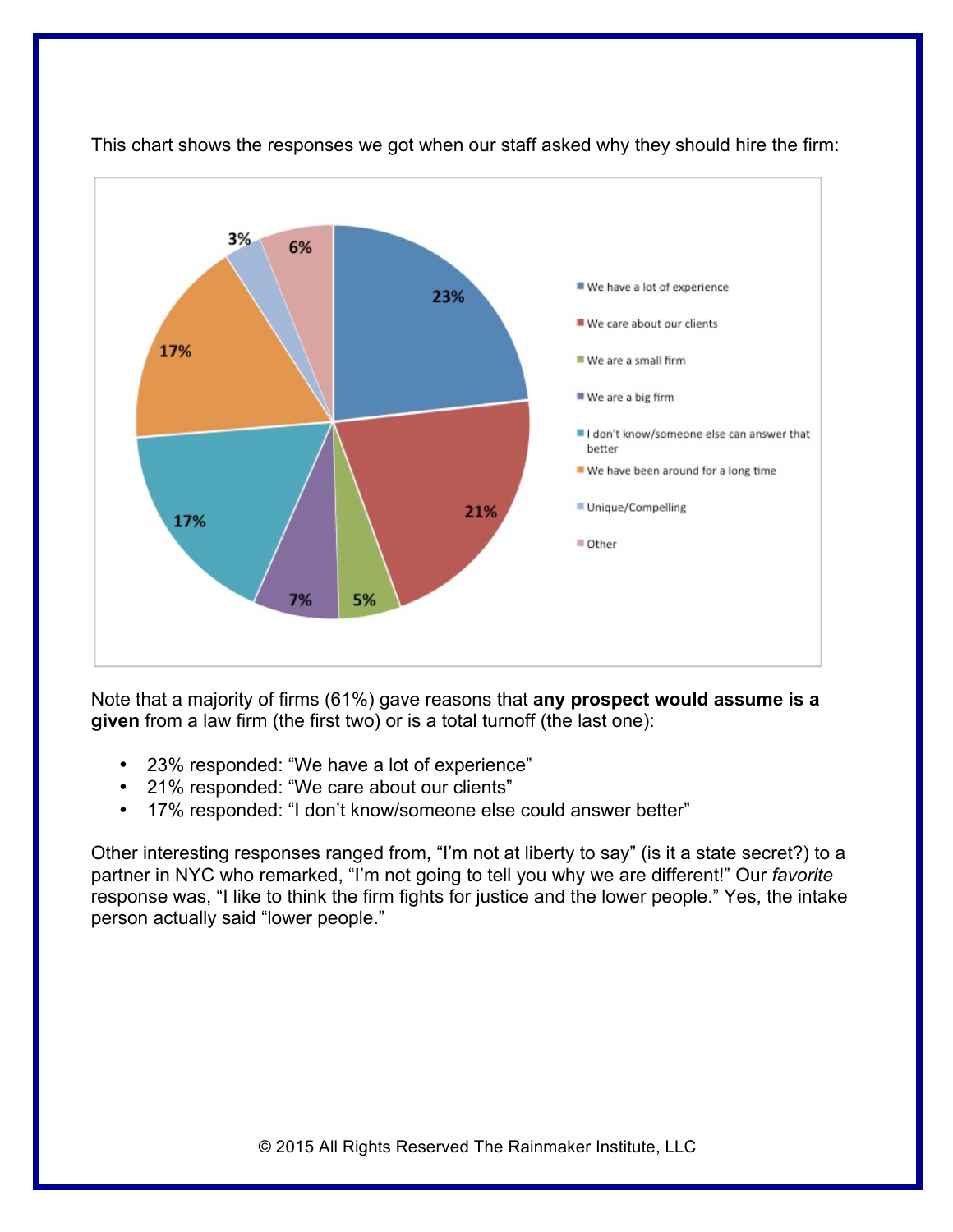This chart shows the responses we got when our staff asked why they should hire the firm:

| Response | Percentage |
| --- | --- |
| We have a lot of experience | 23% |
| We care about our clients | 21% |
| We are a small firm | 5% |
| We are a big firm | 7% |
| I don't know/someone else can answer that better | 17% |
| We have been around for a long time | 17% |
| Unique/Compelling | 3% |
| Other | 6% |

Note that a majority of firms (61%) gave reasons that **any prospect would assume is a given** from a law firm (the first two) or is a total turnoff (the last one):

- 23% responded: "We have a lot of experience"
- 21% responded: "We care about our clients"
- 17% responded: "I don't know/someone else could answer better"

Other interesting responses ranged from, "I'm not at liberty to say" (is it a state secret?) to a partner in NYC who remarked, "I'm not going to tell you why we are different!" Our *favorite* response was, "I like to think the firm fights for justice and the lower people." Yes, the intake person actually said "lower people."

© 2015 All Rights Reserved The Rainmaker Institute, LLC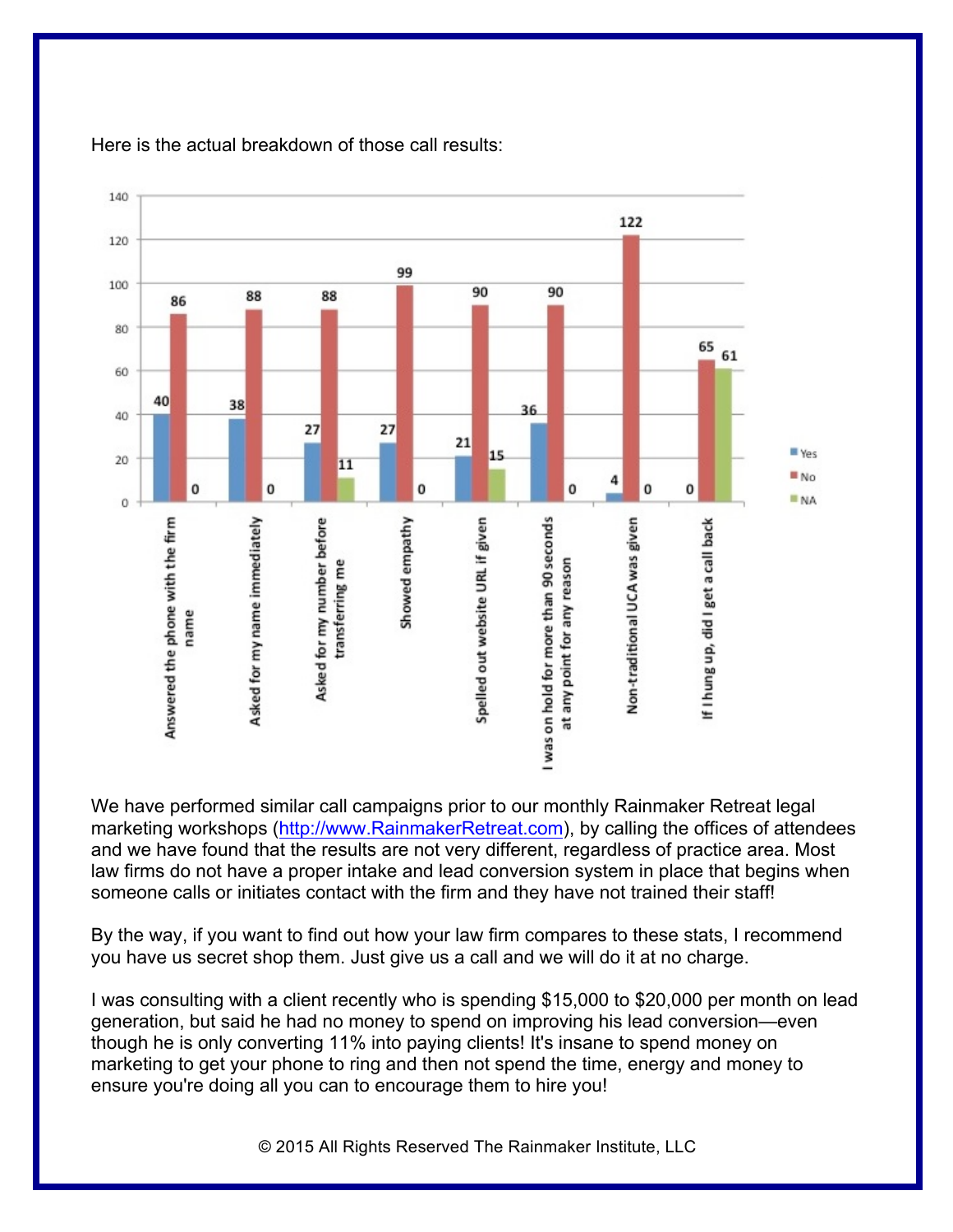Here is the actual breakdown of those call results:

| | Yes | No | NA |
|---|---|---|---|
| Answered the phone with the firm name | 40 | 86 | 0 |
| Asked for my name immediately | 38 | 88 | 0 |
| Asked for my number before transferring me | 27 | 88 | 11 |
| Showed empathy | 27 | 99 | 0 |
| Spelled out website URL if given | 21 | 90 | 15 |
| I was on hold for more than 90 seconds at any point for any reason | 36 | 90 | 0 |
| Non-traditional UCA was given | 4 | 122 | 0 |
| If I hung up, did I get a call back | 0 | 65 | 61 |

We have performed similar call campaigns prior to our monthly Rainmaker Retreat legal marketing workshops (http://www.RainmakerRetreat.com), by calling the offices of attendees and we have found that the results are not very different, regardless of practice area. Most law firms do not have a proper intake and lead conversion system in place that begins when someone calls or initiates contact with the firm and they have not trained their staff!

By the way, if you want to find out how your law firm compares to these stats, I recommend you have us secret shop them. Just give us a call and we will do it at no charge.

I was consulting with a client recently who is spending $15,000 to $20,000 per month on lead generation, but said he had no money to spend on improving his lead conversion—even though he is only converting 11% into paying clients! It's insane to spend money on marketing to get your phone to ring and then not spend the time, energy and money to ensure you're doing all you can to encourage them to hire you!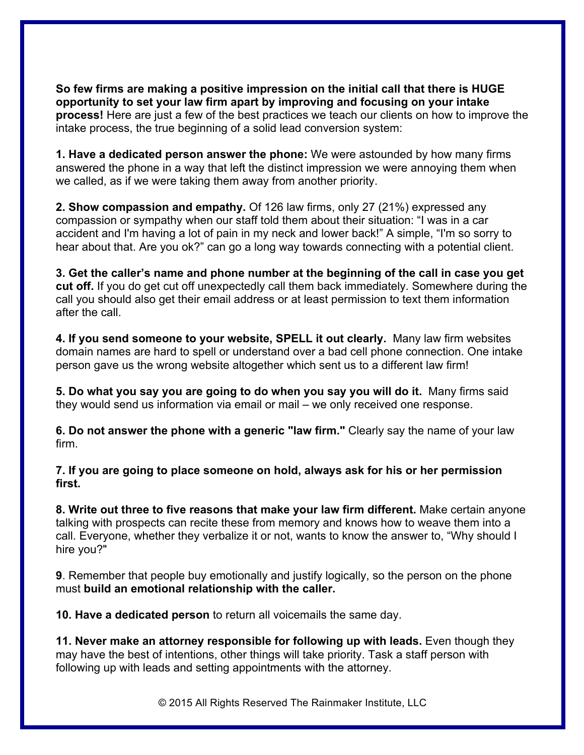**So few firms are making a positive impression on the initial call that there is HUGE opportunity to set your law firm apart by improving and focusing on your intake process!** Here are just a few of the best practices we teach our clients on how to improve the intake process, the true beginning of a solid lead conversion system:

**1. Have a dedicated person answer the phone:** We were astounded by how many firms answered the phone in a way that left the distinct impression we were annoying them when we called, as if we were taking them away from another priority.

**2. Show compassion and empathy.** Of 126 law firms, only 27 (21%) expressed any compassion or sympathy when our staff told them about their situation: "I was in a car accident and I'm having a lot of pain in my neck and lower back!" A simple, "I'm so sorry to hear about that. Are you ok?" can go a long way towards connecting with a potential client.

**3. Get the caller's name and phone number at the beginning of the call in case you get cut off.** If you do get cut off unexpectedly call them back immediately. Somewhere during the call you should also get their email address or at least permission to text them information after the call.

**4. If you send someone to your website, SPELL it out clearly.** Many law firm websites domain names are hard to spell or understand over a bad cell phone connection. One intake person gave us the wrong website altogether which sent us to a different law firm!

**5. Do what you say you are going to do when you say you will do it.** Many firms said they would send us information via email or mail – we only received one response.

**6. Do not answer the phone with a generic "law firm."** Clearly say the name of your law firm.

**7. If you are going to place someone on hold, always ask for his or her permission first.**

**8. Write out three to five reasons that make your law firm different.** Make certain anyone talking with prospects can recite these from memory and knows how to weave them into a call. Everyone, whether they verbalize it or not, wants to know the answer to, "Why should I hire you?"

**9**. Remember that people buy emotionally and justify logically, so the person on the phone must **build an emotional relationship with the caller.**

**10. Have a dedicated person** to return all voicemails the same day.

**11. Never make an attorney responsible for following up with leads.** Even though they may have the best of intentions, other things will take priority. Task a staff person with following up with leads and setting appointments with the attorney.

© 2015 All Rights Reserved The Rainmaker Institute, LLC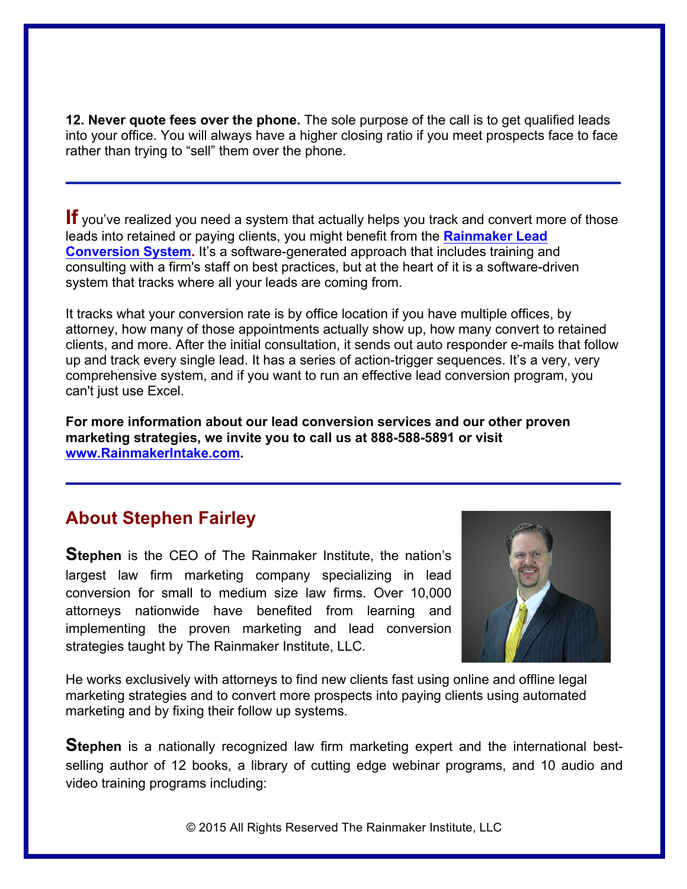**12. Never quote fees over the phone.** The sole purpose of the call is to get qualified leads into your office. You will always have a higher closing ratio if you meet prospects face to face rather than trying to “sell” them over the phone.

---

**If** you’ve realized you need a system that actually helps you track and convert more of those leads into retained or paying clients, you might benefit from the **Rainmaker Lead Conversion System.** It’s a software-generated approach that includes training and consulting with a firm's staff on best practices, but at the heart of it is a software-driven system that tracks where all your leads are coming from.

It tracks what your conversion rate is by office location if you have multiple offices, by attorney, how many of those appointments actually show up, how many convert to retained clients, and more. After the initial consultation, it sends out auto responder e-mails that follow up and track every single lead. It has a series of action-trigger sequences. It’s a very, very comprehensive system, and if you want to run an effective lead conversion program, you can't just use Excel.

**For more information about our lead conversion services and our other proven marketing strategies, we invite you to call us at 888-588-5891 or visit www.RainmakerIntake.com.**

---

## About Stephen Fairley

**Stephen** is the CEO of The Rainmaker Institute, the nation’s largest law firm marketing company specializing in lead conversion for small to medium size law firms. Over 10,000 attorneys nationwide have benefited from learning and implementing the proven marketing and lead conversion strategies taught by The Rainmaker Institute, LLC.

He works exclusively with attorneys to find new clients fast using online and offline legal marketing strategies and to convert more prospects into paying clients using automated marketing and by fixing their follow up systems.

**Stephen** is a nationally recognized law firm marketing expert and the international best-selling author of 12 books, a library of cutting edge webinar programs, and 10 audio and video training programs including: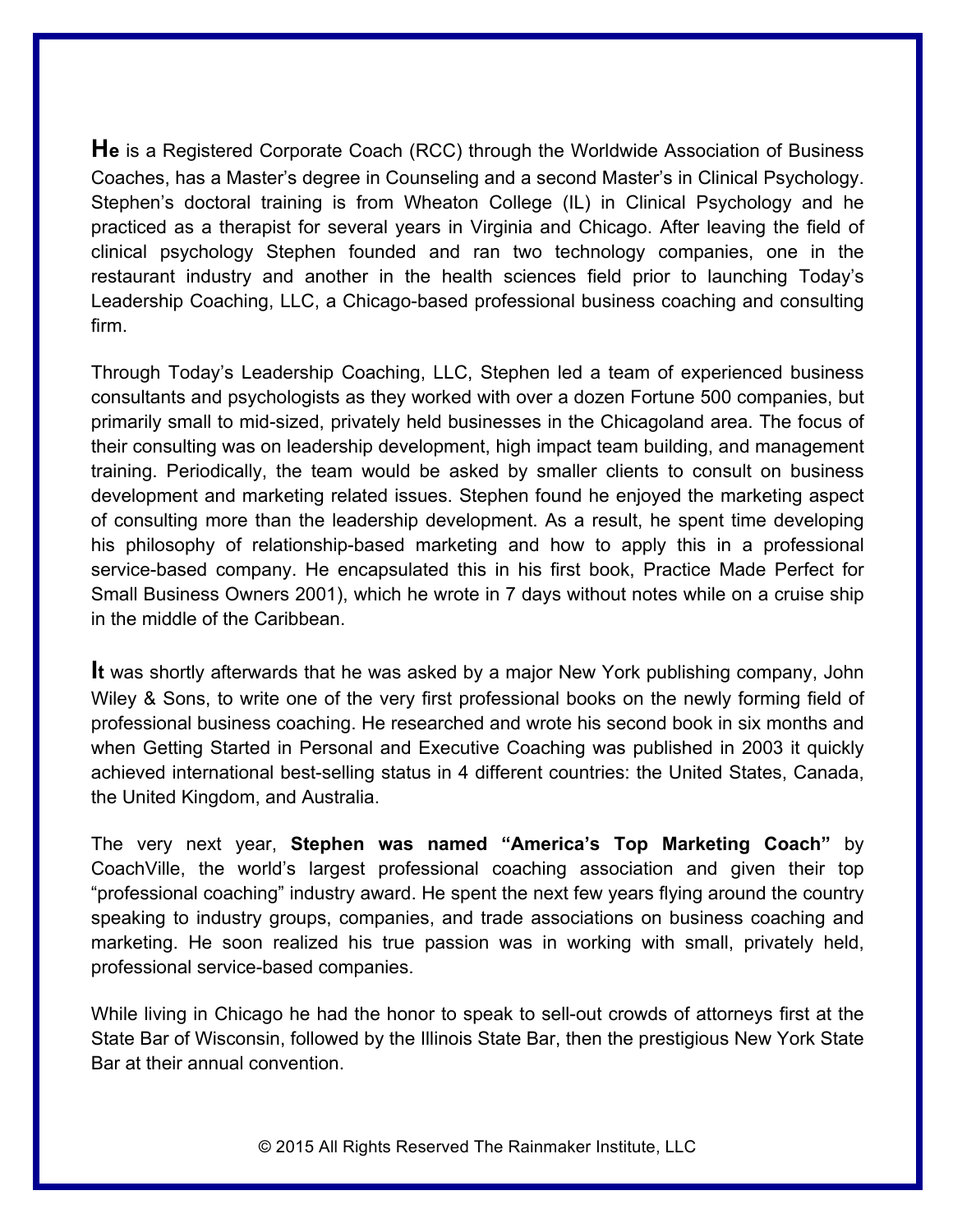**He** is a Registered Corporate Coach (RCC) through the Worldwide Association of Business Coaches, has a Master's degree in Counseling and a second Master's in Clinical Psychology. Stephen's doctoral training is from Wheaton College (IL) in Clinical Psychology and he practiced as a therapist for several years in Virginia and Chicago. After leaving the field of clinical psychology Stephen founded and ran two technology companies, one in the restaurant industry and another in the health sciences field prior to launching Today's Leadership Coaching, LLC, a Chicago-based professional business coaching and consulting firm.

Through Today's Leadership Coaching, LLC, Stephen led a team of experienced business consultants and psychologists as they worked with over a dozen Fortune 500 companies, but primarily small to mid-sized, privately held businesses in the Chicagoland area. The focus of their consulting was on leadership development, high impact team building, and management training. Periodically, the team would be asked by smaller clients to consult on business development and marketing related issues. Stephen found he enjoyed the marketing aspect of consulting more than the leadership development. As a result, he spent time developing his philosophy of relationship-based marketing and how to apply this in a professional service-based company. He encapsulated this in his first book, Practice Made Perfect for Small Business Owners 2001), which he wrote in 7 days without notes while on a cruise ship in the middle of the Caribbean.

**It** was shortly afterwards that he was asked by a major New York publishing company, John Wiley & Sons, to write one of the very first professional books on the newly forming field of professional business coaching. He researched and wrote his second book in six months and when Getting Started in Personal and Executive Coaching was published in 2003 it quickly achieved international best-selling status in 4 different countries: the United States, Canada, the United Kingdom, and Australia.

The very next year, **Stephen was named "America's Top Marketing Coach"** by CoachVille, the world's largest professional coaching association and given their top "professional coaching" industry award. He spent the next few years flying around the country speaking to industry groups, companies, and trade associations on business coaching and marketing. He soon realized his true passion was in working with small, privately held, professional service-based companies.

While living in Chicago he had the honor to speak to sell-out crowds of attorneys first at the State Bar of Wisconsin, followed by the Illinois State Bar, then the prestigious New York State Bar at their annual convention.

© 2015 All Rights Reserved The Rainmaker Institute, LLC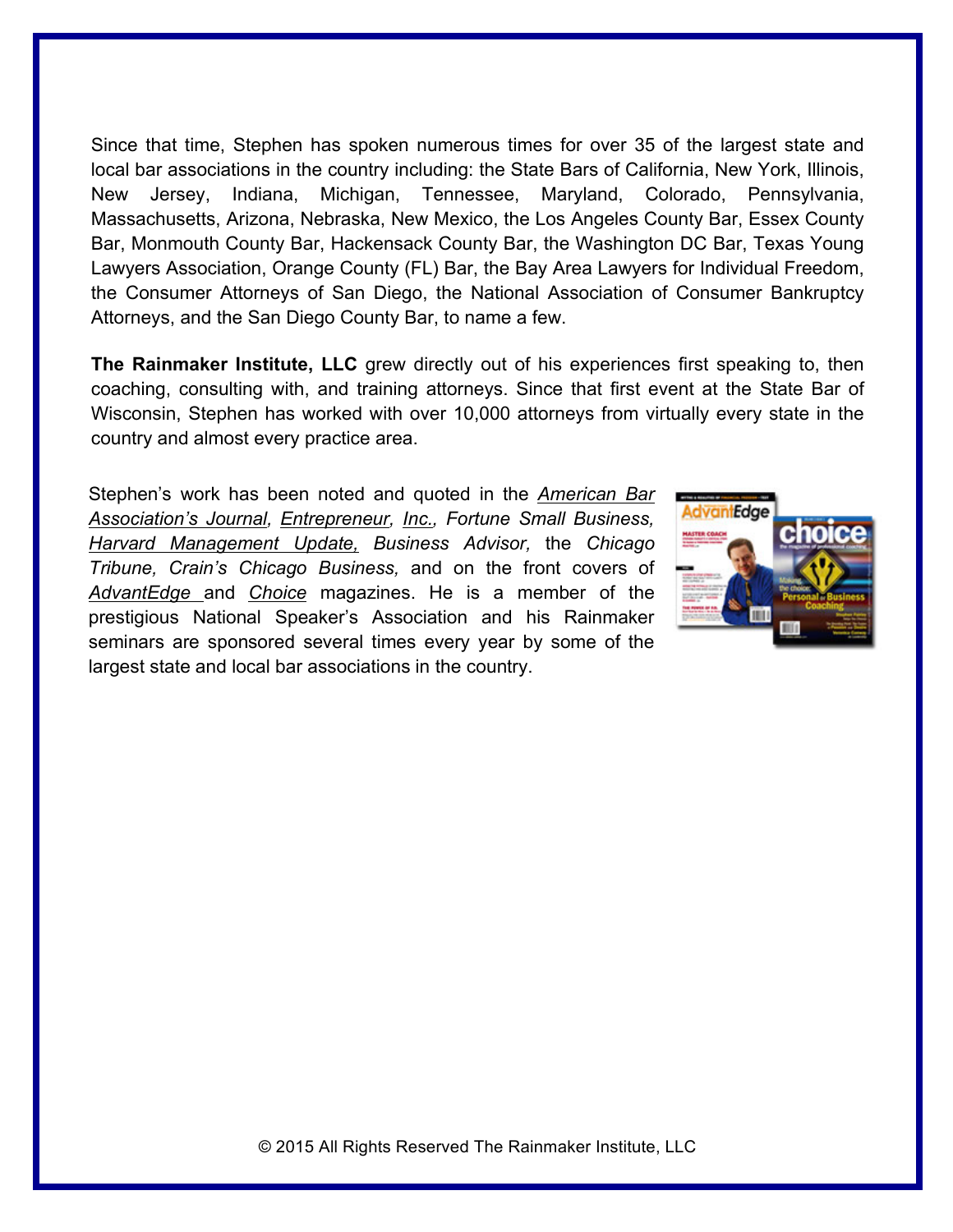Since that time, Stephen has spoken numerous times for over 35 of the largest state and local bar associations in the country including: the State Bars of California, New York, Illinois, New Jersey, Indiana, Michigan, Tennessee, Maryland, Colorado, Pennsylvania, Massachusetts, Arizona, Nebraska, New Mexico, the Los Angeles County Bar, Essex County Bar, Monmouth County Bar, Hackensack County Bar, the Washington DC Bar, Texas Young Lawyers Association, Orange County (FL) Bar, the Bay Area Lawyers for Individual Freedom, the Consumer Attorneys of San Diego, the National Association of Consumer Bankruptcy Attorneys, and the San Diego County Bar, to name a few.

**The Rainmaker Institute, LLC** grew directly out of his experiences first speaking to, then coaching, consulting with, and training attorneys. Since that first event at the State Bar of Wisconsin, Stephen has worked with over 10,000 attorneys from virtually every state in the country and almost every practice area.

Stephen's work has been noted and quoted in the *American Bar Association's Journal*, *Entrepreneur*, *Inc.*, *Fortune Small Business*, *Harvard Management Update*, *Business Advisor*, the *Chicago Tribune*, *Crain's Chicago Business*, and on the front covers of *AdvantEdge* and *Choice* magazines. He is a member of the prestigious National Speaker's Association and his Rainmaker seminars are sponsored several times every year by some of the largest state and local bar associations in the country.

© 2015 All Rights Reserved The Rainmaker Institute, LLC